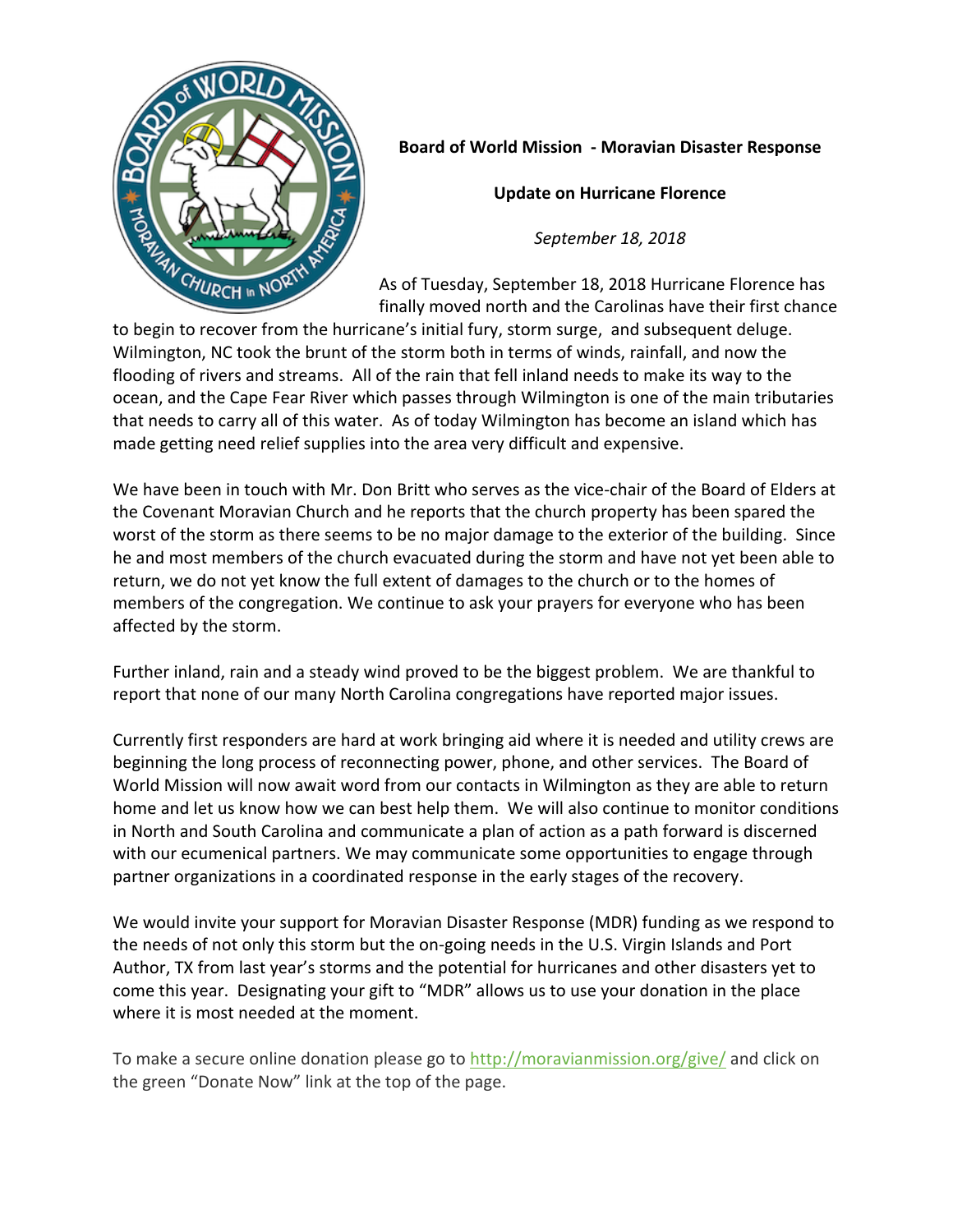**Board of World Mission - Moravian Disaster Response**

**Update on Hurricane Florence**

*September 18, 2018*

As of Tuesday, September 18, 2018 Hurricane Florence has finally moved north and the Carolinas have their first chance to begin to recover from the hurricane's initial fury, storm surge, and subsequent deluge. Wilmington, NC took the brunt of the storm both in terms of winds, rainfall, and now the flooding of rivers and streams. All of the rain that fell inland needs to make its way to the ocean, and the Cape Fear River which passes through Wilmington is one of the main tributaries that needs to carry all of this water. As of today Wilmington has become an island which has made getting need relief supplies into the area very difficult and expensive.

We have been in touch with Mr. Don Britt who serves as the vice-chair of the Board of Elders at the Covenant Moravian Church and he reports that the church property has been spared the worst of the storm as there seems to be no major damage to the exterior of the building. Since he and most members of the church evacuated during the storm and have not yet been able to return, we do not yet know the full extent of damages to the church or to the homes of members of the congregation. We continue to ask your prayers for everyone who has been affected by the storm.

Further inland, rain and a steady wind proved to be the biggest problem. We are thankful to report that none of our many North Carolina congregations have reported major issues.

Currently first responders are hard at work bringing aid where it is needed and utility crews are beginning the long process of reconnecting power, phone, and other services. The Board of World Mission will now await word from our contacts in Wilmington as they are able to return home and let us know how we can best help them. We will also continue to monitor conditions in North and South Carolina and communicate a plan of action as a path forward is discerned with our ecumenical partners. We may communicate some opportunities to engage through partner organizations in a coordinated response in the early stages of the recovery.

We would invite your support for Moravian Disaster Response (MDR) funding as we respond to the needs of not only this storm but the on-going needs in the U.S. Virgin Islands and Port Author, TX from last year's storms and the potential for hurricanes and other disasters yet to come this year. Designating your gift to "MDR" allows us to use your donation in the place where it is most needed at the moment.

To make a secure online donation please go to [http://moravianmission.org/give/](http://moravianmission.org/give/) and click on the green "Donate Now" link at the top of the page.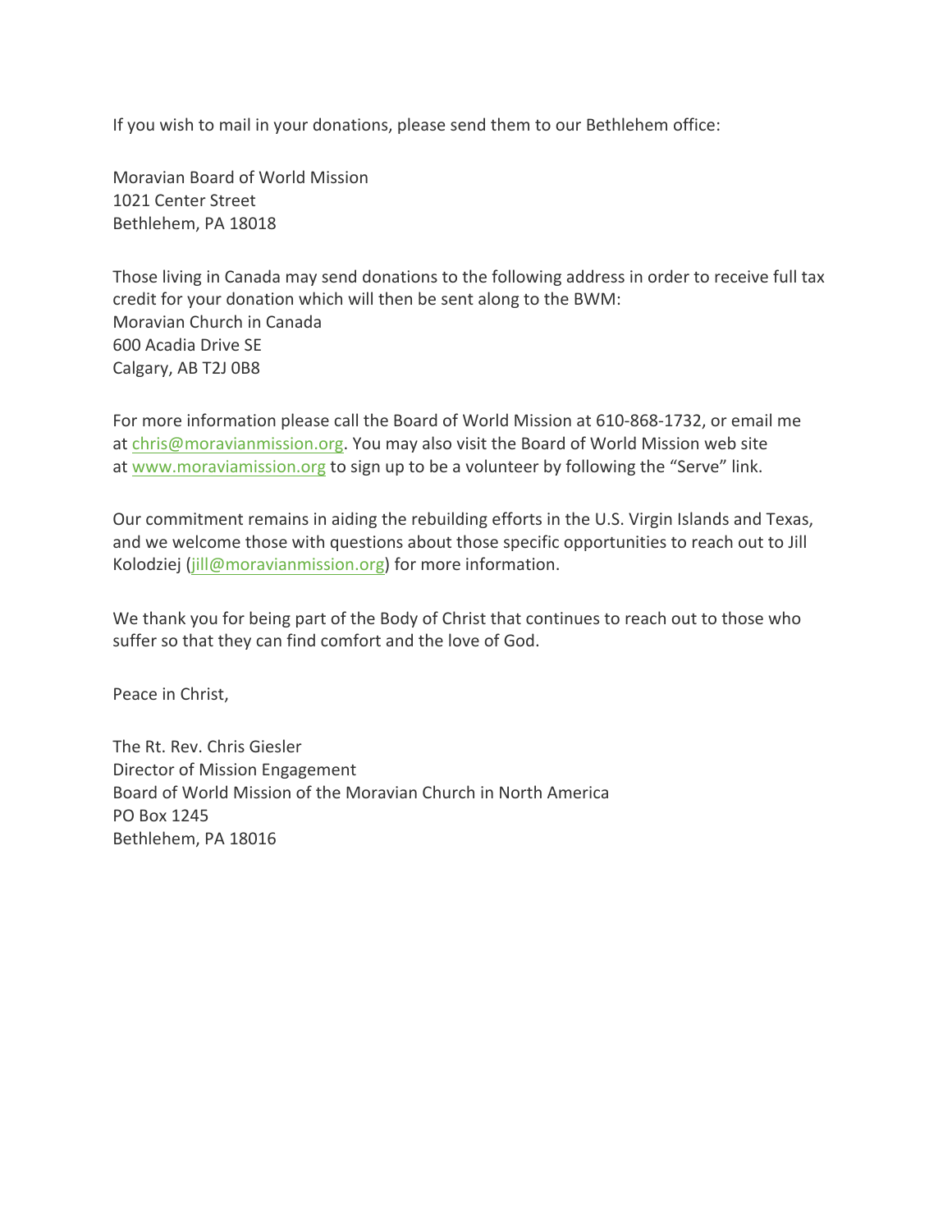If you wish to mail in your donations, please send them to our Bethlehem office:

Moravian Board of World Mission
1021 Center Street
Bethlehem, PA 18018

Those living in Canada may send donations to the following address in order to receive full tax credit for your donation which will then be sent along to the BWM:
Moravian Church in Canada
600 Acadia Drive SE
Calgary, AB T2J 0B8

For more information please call the Board of World Mission at 610-868-1732, or email me at chris@moravianmission.org. You may also visit the Board of World Mission web site at www.moraviamission.org to sign up to be a volunteer by following the "Serve" link.

Our commitment remains in aiding the rebuilding efforts in the U.S. Virgin Islands and Texas, and we welcome those with questions about those specific opportunities to reach out to Jill Kolodziej (jill@moravianmission.org) for more information.

We thank you for being part of the Body of Christ that continues to reach out to those who suffer so that they can find comfort and the love of God.

Peace in Christ,

The Rt. Rev. Chris Giesler
Director of Mission Engagement
Board of World Mission of the Moravian Church in North America
PO Box 1245
Bethlehem, PA 18016